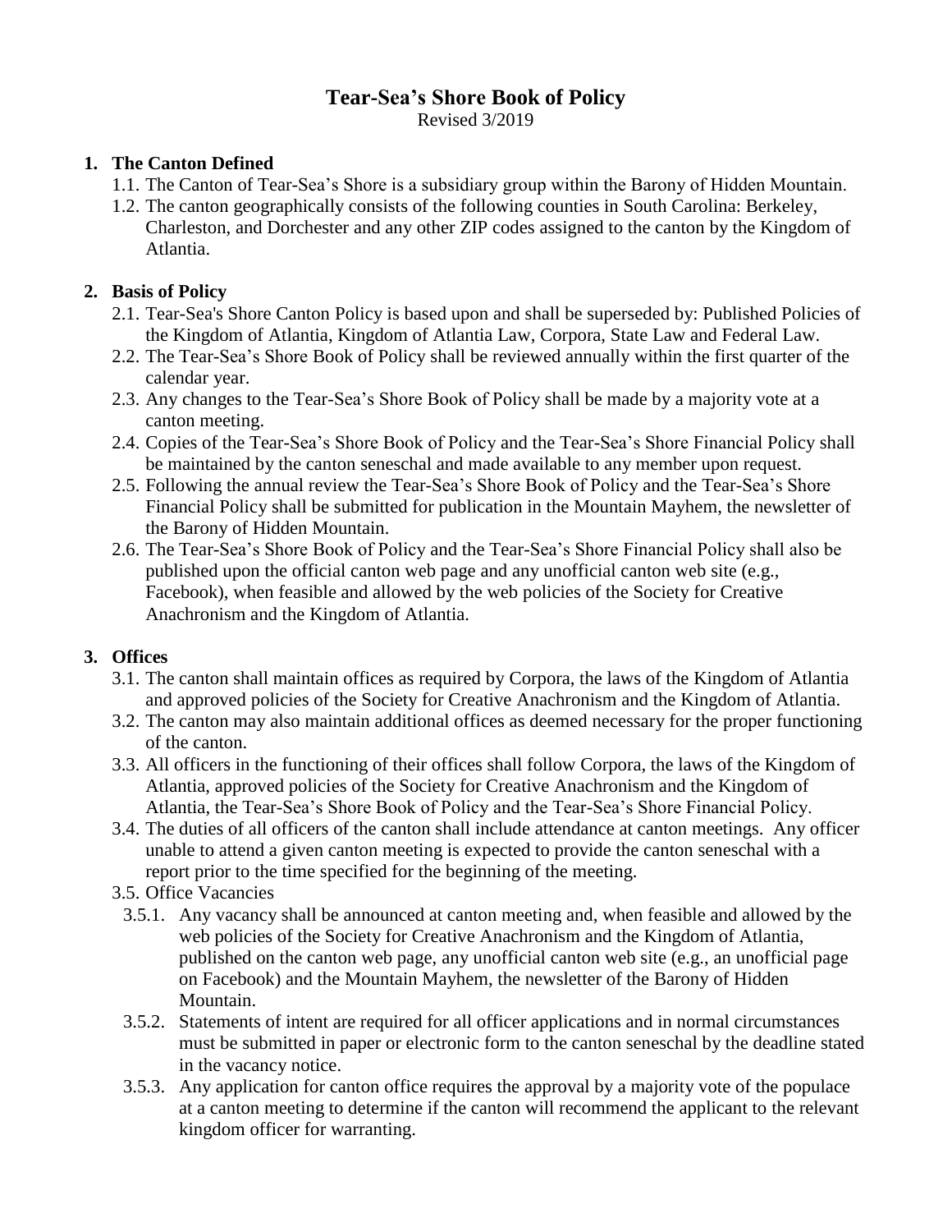# Tear-Sea's Shore Book of Policy

Revised 3/2019

## 1. The Canton Defined

1.1. The Canton of Tear-Sea's Shore is a subsidiary group within the Barony of Hidden Mountain.

1.2. The canton geographically consists of the following counties in South Carolina: Berkeley, Charleston, and Dorchester and any other ZIP codes assigned to the canton by the Kingdom of Atlantia.

## 2. Basis of Policy

2.1. Tear-Sea's Shore Canton Policy is based upon and shall be superseded by: Published Policies of the Kingdom of Atlantia, Kingdom of Atlantia Law, Corpora, State Law and Federal Law.

2.2. The Tear-Sea's Shore Book of Policy shall be reviewed annually within the first quarter of the calendar year.

2.3. Any changes to the Tear-Sea's Shore Book of Policy shall be made by a majority vote at a canton meeting.

2.4. Copies of the Tear-Sea's Shore Book of Policy and the Tear-Sea's Shore Financial Policy shall be maintained by the canton seneschal and made available to any member upon request.

2.5. Following the annual review the Tear-Sea's Shore Book of Policy and the Tear-Sea's Shore Financial Policy shall be submitted for publication in the Mountain Mayhem, the newsletter of the Barony of Hidden Mountain.

2.6. The Tear-Sea's Shore Book of Policy and the Tear-Sea's Shore Financial Policy shall also be published upon the official canton web page and any unofficial canton web site (e.g., Facebook), when feasible and allowed by the web policies of the Society for Creative Anachronism and the Kingdom of Atlantia.

## 3. Offices

3.1. The canton shall maintain offices as required by Corpora, the laws of the Kingdom of Atlantia and approved policies of the Society for Creative Anachronism and the Kingdom of Atlantia.

3.2. The canton may also maintain additional offices as deemed necessary for the proper functioning of the canton.

3.3. All officers in the functioning of their offices shall follow Corpora, the laws of the Kingdom of Atlantia, approved policies of the Society for Creative Anachronism and the Kingdom of Atlantia, the Tear-Sea's Shore Book of Policy and the Tear-Sea's Shore Financial Policy.

3.4. The duties of all officers of the canton shall include attendance at canton meetings. Any officer unable to attend a given canton meeting is expected to provide the canton seneschal with a report prior to the time specified for the beginning of the meeting.

3.5. Office Vacancies

3.5.1. Any vacancy shall be announced at canton meeting and, when feasible and allowed by the web policies of the Society for Creative Anachronism and the Kingdom of Atlantia, published on the canton web page, any unofficial canton web site (e.g., an unofficial page on Facebook) and the Mountain Mayhem, the newsletter of the Barony of Hidden Mountain.

3.5.2. Statements of intent are required for all officer applications and in normal circumstances must be submitted in paper or electronic form to the canton seneschal by the deadline stated in the vacancy notice.

3.5.3. Any application for canton office requires the approval by a majority vote of the populace at a canton meeting to determine if the canton will recommend the applicant to the relevant kingdom officer for warranting.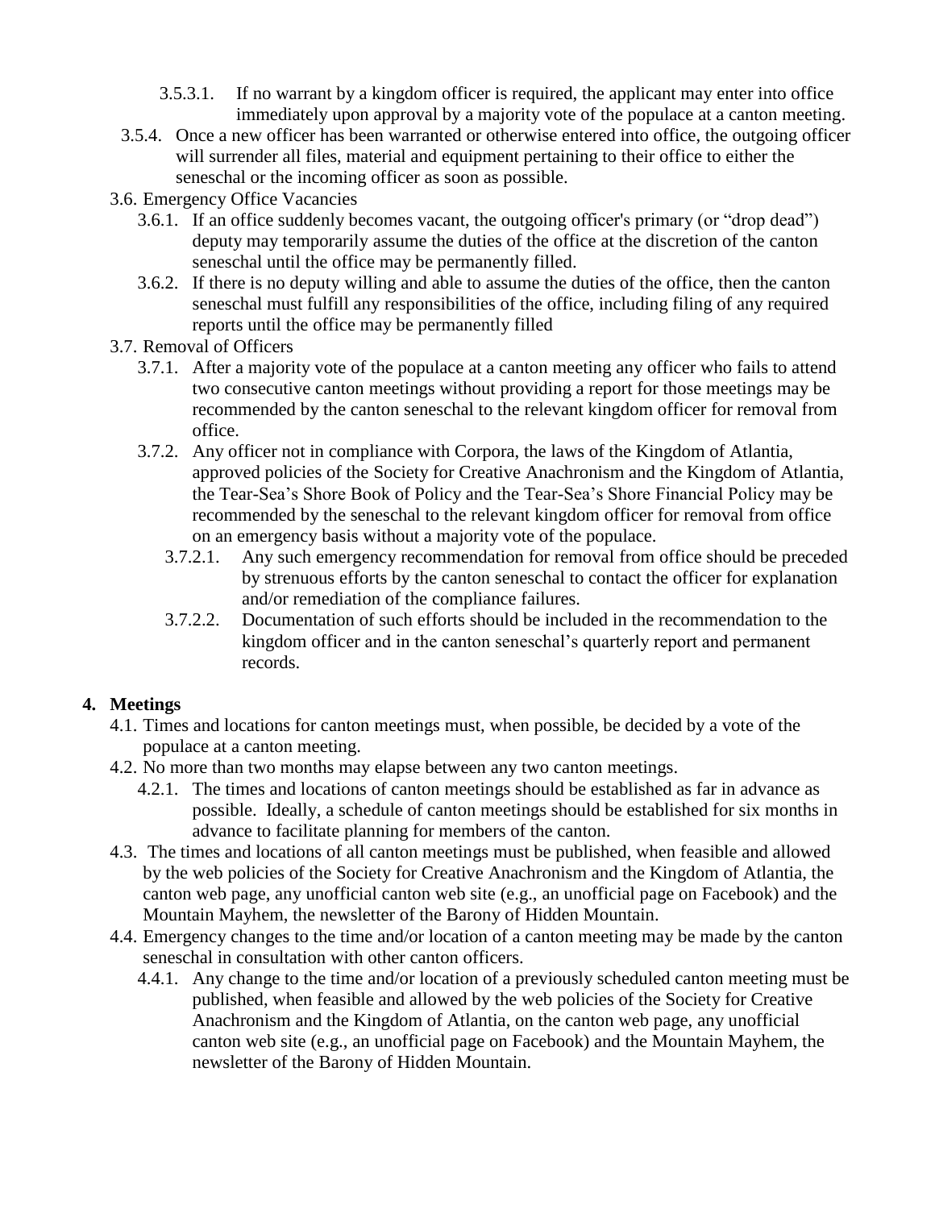3.5.3.1. If no warrant by a kingdom officer is required, the applicant may enter into office immediately upon approval by a majority vote of the populace at a canton meeting.

3.5.4. Once a new officer has been warranted or otherwise entered into office, the outgoing officer will surrender all files, material and equipment pertaining to their office to either the seneschal or the incoming officer as soon as possible.

3.6. Emergency Office Vacancies

3.6.1. If an office suddenly becomes vacant, the outgoing officer's primary (or "drop dead") deputy may temporarily assume the duties of the office at the discretion of the canton seneschal until the office may be permanently filled.

3.6.2. If there is no deputy willing and able to assume the duties of the office, then the canton seneschal must fulfill any responsibilities of the office, including filing of any required reports until the office may be permanently filled

3.7. Removal of Officers

3.7.1. After a majority vote of the populace at a canton meeting any officer who fails to attend two consecutive canton meetings without providing a report for those meetings may be recommended by the canton seneschal to the relevant kingdom officer for removal from office.

3.7.2. Any officer not in compliance with Corpora, the laws of the Kingdom of Atlantia, approved policies of the Society for Creative Anachronism and the Kingdom of Atlantia, the Tear-Sea's Shore Book of Policy and the Tear-Sea's Shore Financial Policy may be recommended by the seneschal to the relevant kingdom officer for removal from office on an emergency basis without a majority vote of the populace.

3.7.2.1. Any such emergency recommendation for removal from office should be preceded by strenuous efforts by the canton seneschal to contact the officer for explanation and/or remediation of the compliance failures.

3.7.2.2. Documentation of such efforts should be included in the recommendation to the kingdom officer and in the canton seneschal's quarterly report and permanent records.

## 4. Meetings

4.1. Times and locations for canton meetings must, when possible, be decided by a vote of the populace at a canton meeting.

4.2. No more than two months may elapse between any two canton meetings.

4.2.1. The times and locations of canton meetings should be established as far in advance as possible. Ideally, a schedule of canton meetings should be established for six months in advance to facilitate planning for members of the canton.

4.3. The times and locations of all canton meetings must be published, when feasible and allowed by the web policies of the Society for Creative Anachronism and the Kingdom of Atlantia, the canton web page, any unofficial canton web site (e.g., an unofficial page on Facebook) and the Mountain Mayhem, the newsletter of the Barony of Hidden Mountain.

4.4. Emergency changes to the time and/or location of a canton meeting may be made by the canton seneschal in consultation with other canton officers.

4.4.1. Any change to the time and/or location of a previously scheduled canton meeting must be published, when feasible and allowed by the web policies of the Society for Creative Anachronism and the Kingdom of Atlantia, on the canton web page, any unofficial canton web site (e.g., an unofficial page on Facebook) and the Mountain Mayhem, the newsletter of the Barony of Hidden Mountain.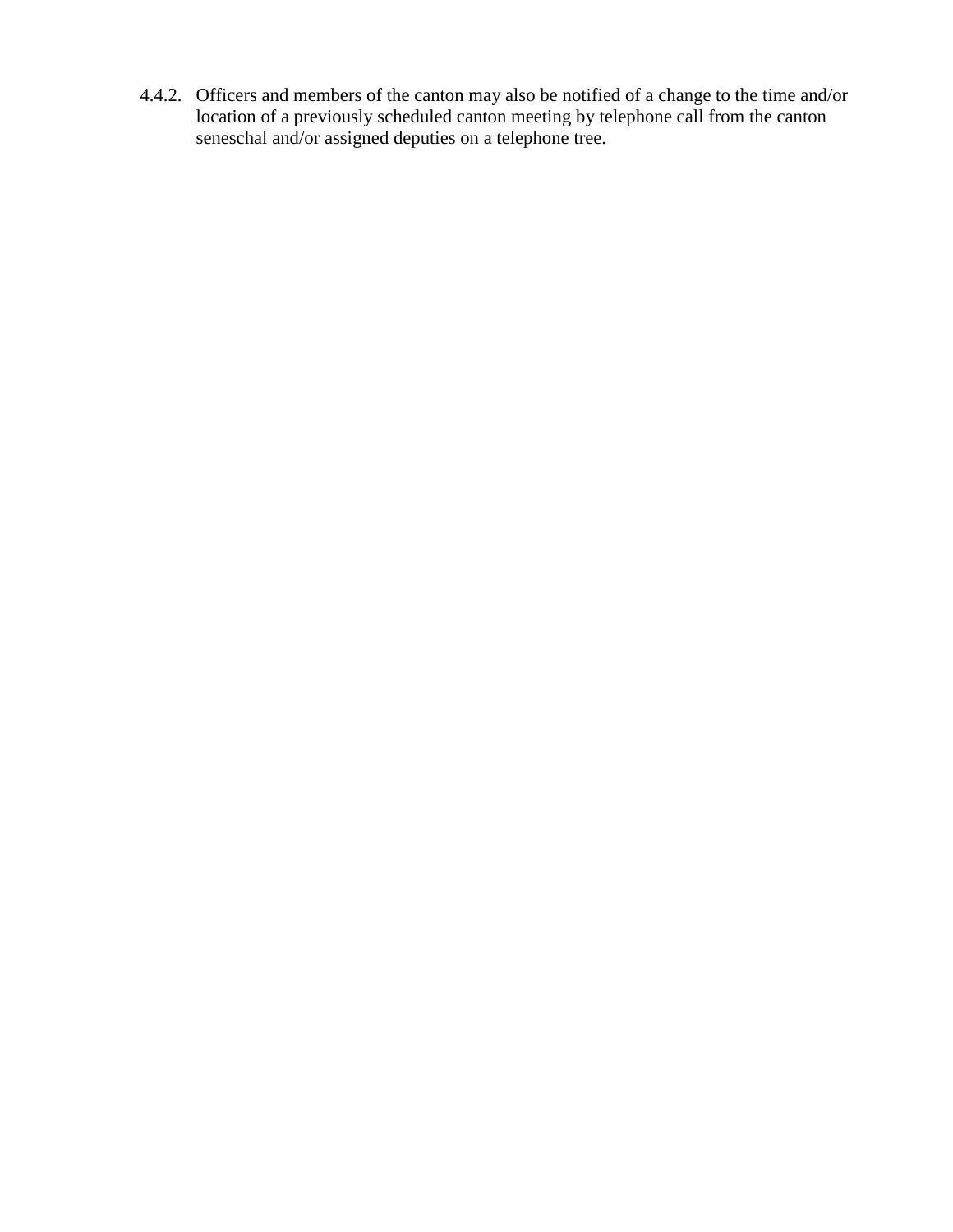4.4.2. Officers and members of the canton may also be notified of a change to the time and/or location of a previously scheduled canton meeting by telephone call from the canton seneschal and/or assigned deputies on a telephone tree.